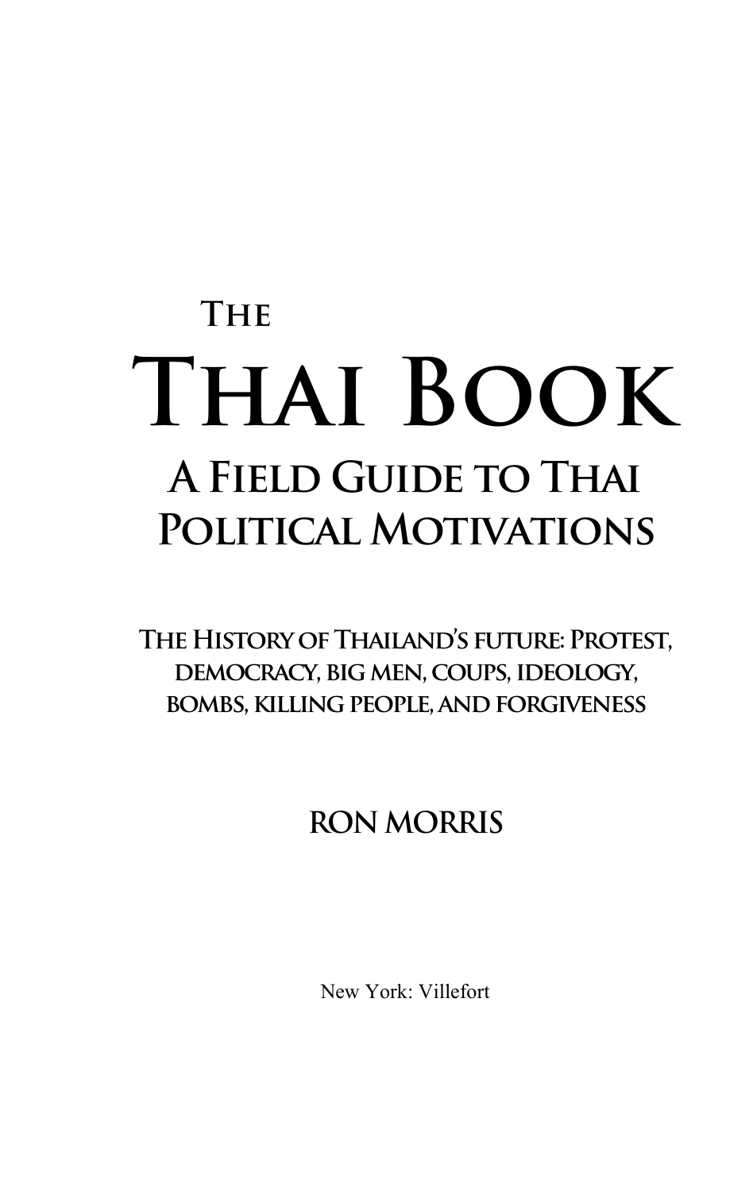# The Thai Book

## A Field Guide to Thai Political Motivations

### The History of Thailand's future: Protest, democracy, big men, coups, ideology, bombs, killing people, and forgiveness

**RON MORRIS**

New York: Villefort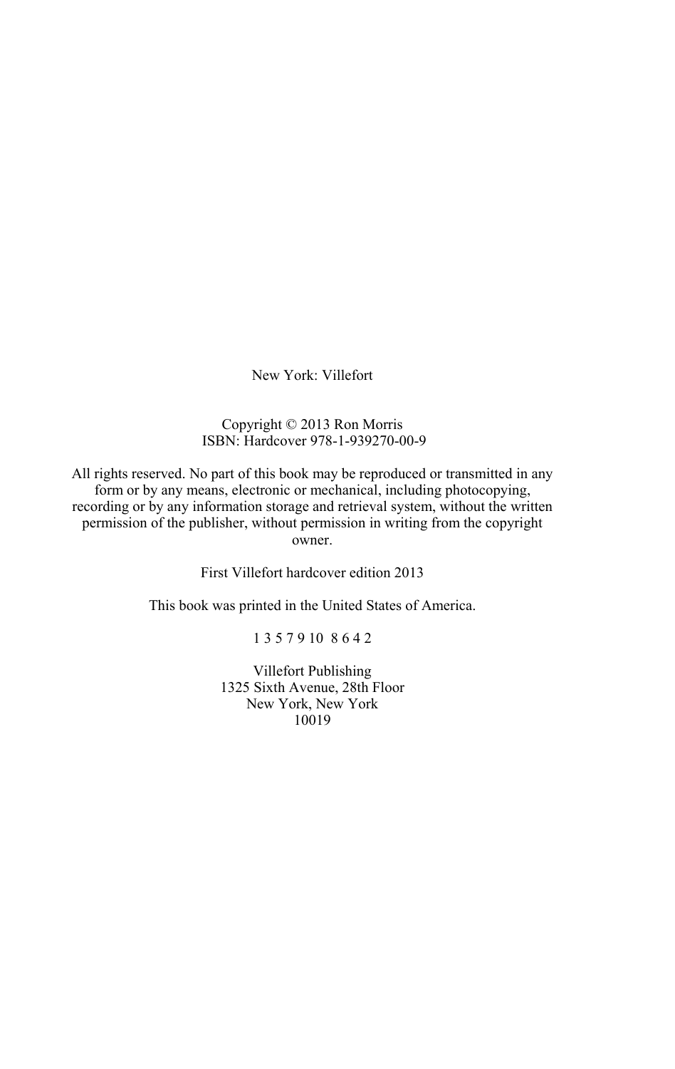New York: Villefort

Copyright © 2013 Ron Morris
ISBN: Hardcover 978-1-939270-00-9

All rights reserved. No part of this book may be reproduced or transmitted in any form or by any means, electronic or mechanical, including photocopying, recording or by any information storage and retrieval system, without the written permission of the publisher, without permission in writing from the copyright owner.

First Villefort hardcover edition 2013

This book was printed in the United States of America.

1 3 5 7 9 10 8 6 4 2

Villefort Publishing
1325 Sixth Avenue, 28th Floor
New York, New York
10019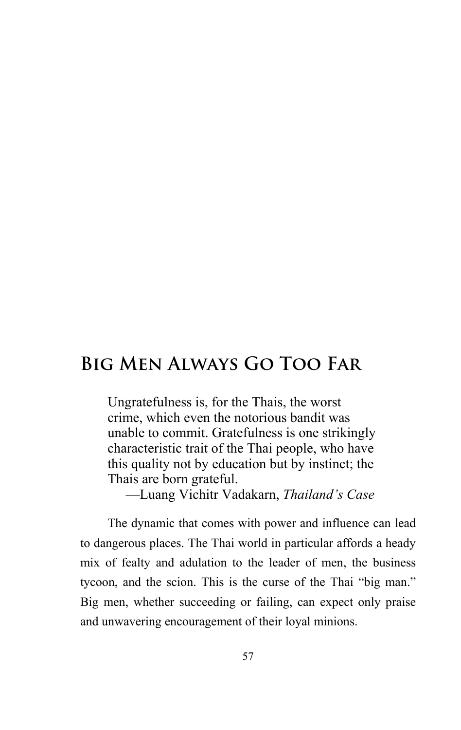# Big Men Always Go Too Far

> Ungratefulness is, for the Thais, the worst crime, which even the notorious bandit was unable to commit. Gratefulness is one strikingly characteristic trait of the Thai people, who have this quality not by education but by instinct; the Thais are born grateful.
>
> —Luang Vichitr Vadakarn, *Thailand's Case*

The dynamic that comes with power and influence can lead to dangerous places. The Thai world in particular affords a heady mix of fealty and adulation to the leader of men, the business tycoon, and the scion. This is the curse of the Thai "big man." Big men, whether succeeding or failing, can expect only praise and unwavering encouragement of their loyal minions.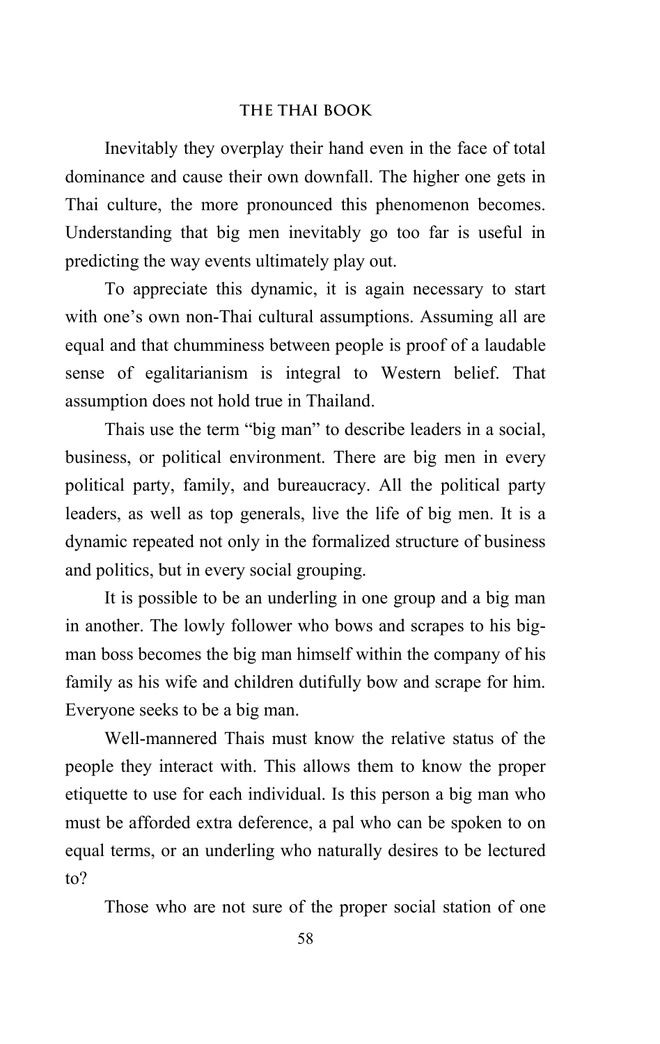Inevitably they overplay their hand even in the face of total dominance and cause their own downfall. The higher one gets in Thai culture, the more pronounced this phenomenon becomes. Understanding that big men inevitably go too far is useful in predicting the way events ultimately play out.

To appreciate this dynamic, it is again necessary to start with one's own non-Thai cultural assumptions. Assuming all are equal and that chumminess between people is proof of a laudable sense of egalitarianism is integral to Western belief. That assumption does not hold true in Thailand.

Thais use the term "big man" to describe leaders in a social, business, or political environment. There are big men in every political party, family, and bureaucracy. All the political party leaders, as well as top generals, live the life of big men. It is a dynamic repeated not only in the formalized structure of business and politics, but in every social grouping.

It is possible to be an underling in one group and a big man in another. The lowly follower who bows and scrapes to his big-man boss becomes the big man himself within the company of his family as his wife and children dutifully bow and scrape for him. Everyone seeks to be a big man.

Well-mannered Thais must know the relative status of the people they interact with. This allows them to know the proper etiquette to use for each individual. Is this person a big man who must be afforded extra deference, a pal who can be spoken to on equal terms, or an underling who naturally desires to be lectured to?

Those who are not sure of the proper social station of one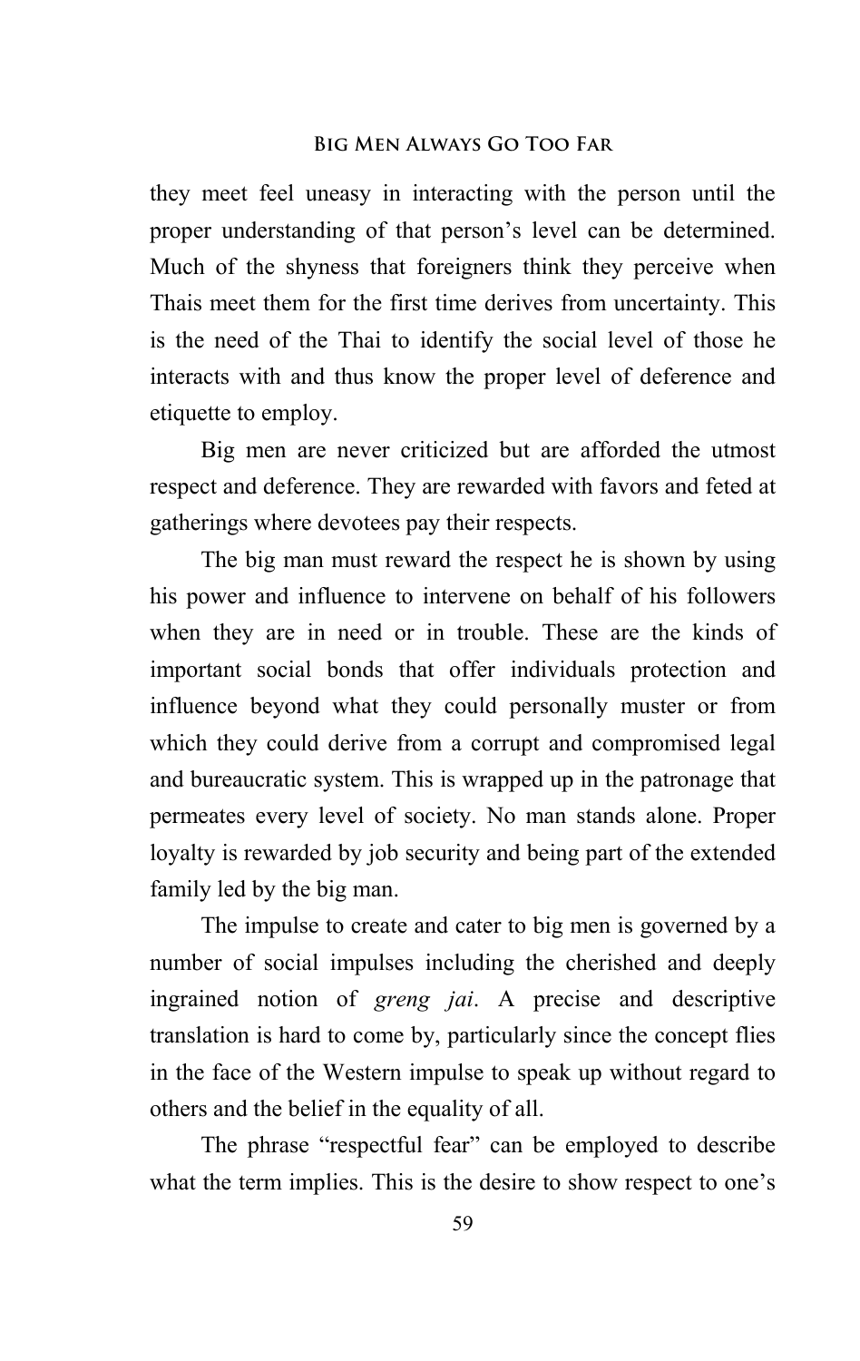they meet feel uneasy in interacting with the person until the proper understanding of that person's level can be determined. Much of the shyness that foreigners think they perceive when Thais meet them for the first time derives from uncertainty. This is the need of the Thai to identify the social level of those he interacts with and thus know the proper level of deference and etiquette to employ.

Big men are never criticized but are afforded the utmost respect and deference. They are rewarded with favors and feted at gatherings where devotees pay their respects.

The big man must reward the respect he is shown by using his power and influence to intervene on behalf of his followers when they are in need or in trouble. These are the kinds of important social bonds that offer individuals protection and influence beyond what they could personally muster or from which they could derive from a corrupt and compromised legal and bureaucratic system. This is wrapped up in the patronage that permeates every level of society. No man stands alone. Proper loyalty is rewarded by job security and being part of the extended family led by the big man.

The impulse to create and cater to big men is governed by a number of social impulses including the cherished and deeply ingrained notion of *greng jai*. A precise and descriptive translation is hard to come by, particularly since the concept flies in the face of the Western impulse to speak up without regard to others and the belief in the equality of all.

The phrase "respectful fear" can be employed to describe what the term implies. This is the desire to show respect to one's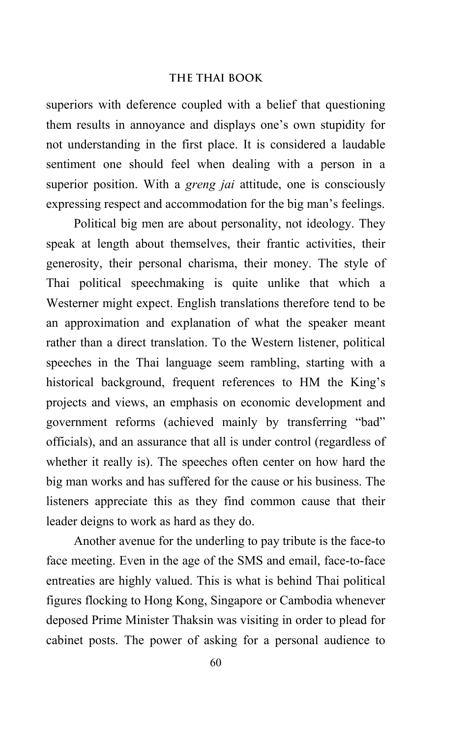superiors with deference coupled with a belief that questioning them results in annoyance and displays one's own stupidity for not understanding in the first place. It is considered a laudable sentiment one should feel when dealing with a person in a superior position. With a *greng jai* attitude, one is consciously expressing respect and accommodation for the big man's feelings.

Political big men are about personality, not ideology. They speak at length about themselves, their frantic activities, their generosity, their personal charisma, their money. The style of Thai political speechmaking is quite unlike that which a Westerner might expect. English translations therefore tend to be an approximation and explanation of what the speaker meant rather than a direct translation. To the Western listener, political speeches in the Thai language seem rambling, starting with a historical background, frequent references to HM the King's projects and views, an emphasis on economic development and government reforms (achieved mainly by transferring "bad" officials), and an assurance that all is under control (regardless of whether it really is). The speeches often center on how hard the big man works and has suffered for the cause or his business. The listeners appreciate this as they find common cause that their leader deigns to work as hard as they do.

Another avenue for the underling to pay tribute is the face-to face meeting. Even in the age of the SMS and email, face-to-face entreaties are highly valued. This is what is behind Thai political figures flocking to Hong Kong, Singapore or Cambodia whenever deposed Prime Minister Thaksin was visiting in order to plead for cabinet posts. The power of asking for a personal audience to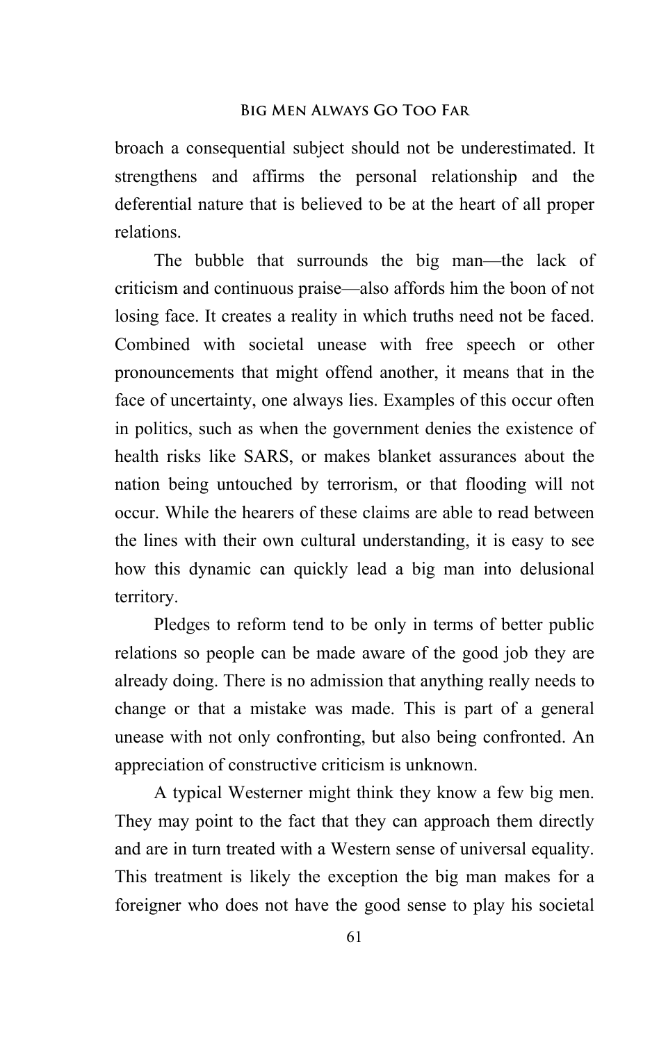broach a consequential subject should not be underestimated. It strengthens and affirms the personal relationship and the deferential nature that is believed to be at the heart of all proper relations.

The bubble that surrounds the big man—the lack of criticism and continuous praise—also affords him the boon of not losing face. It creates a reality in which truths need not be faced. Combined with societal unease with free speech or other pronouncements that might offend another, it means that in the face of uncertainty, one always lies. Examples of this occur often in politics, such as when the government denies the existence of health risks like SARS, or makes blanket assurances about the nation being untouched by terrorism, or that flooding will not occur. While the hearers of these claims are able to read between the lines with their own cultural understanding, it is easy to see how this dynamic can quickly lead a big man into delusional territory.

Pledges to reform tend to be only in terms of better public relations so people can be made aware of the good job they are already doing. There is no admission that anything really needs to change or that a mistake was made. This is part of a general unease with not only confronting, but also being confronted. An appreciation of constructive criticism is unknown.

A typical Westerner might think they know a few big men. They may point to the fact that they can approach them directly and are in turn treated with a Western sense of universal equality. This treatment is likely the exception the big man makes for a foreigner who does not have the good sense to play his societal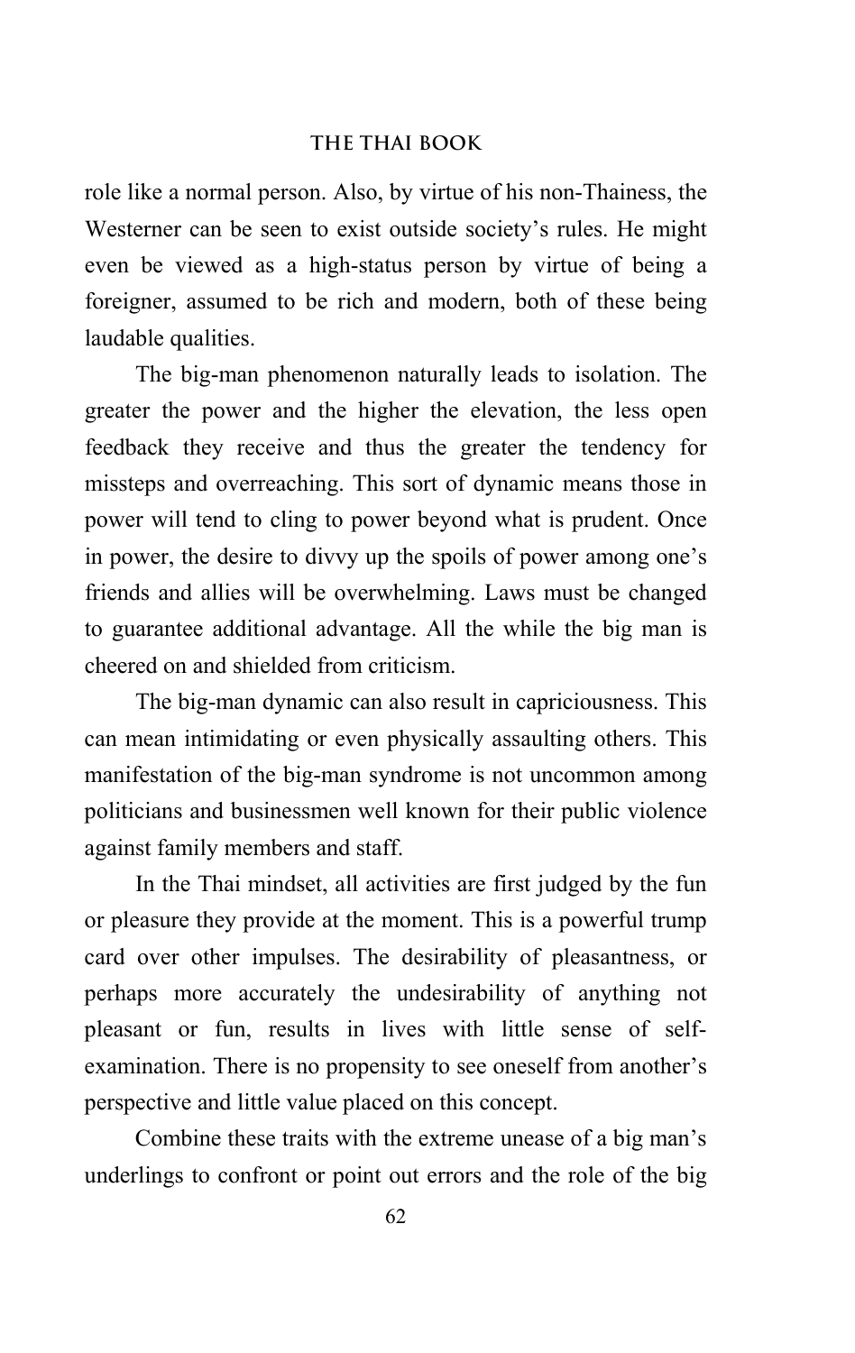role like a normal person. Also, by virtue of his non-Thainess, the Westerner can be seen to exist outside society's rules. He might even be viewed as a high-status person by virtue of being a foreigner, assumed to be rich and modern, both of these being laudable qualities.

The big-man phenomenon naturally leads to isolation. The greater the power and the higher the elevation, the less open feedback they receive and thus the greater the tendency for missteps and overreaching. This sort of dynamic means those in power will tend to cling to power beyond what is prudent. Once in power, the desire to divvy up the spoils of power among one's friends and allies will be overwhelming. Laws must be changed to guarantee additional advantage. All the while the big man is cheered on and shielded from criticism.

The big-man dynamic can also result in capriciousness. This can mean intimidating or even physically assaulting others. This manifestation of the big-man syndrome is not uncommon among politicians and businessmen well known for their public violence against family members and staff.

In the Thai mindset, all activities are first judged by the fun or pleasure they provide at the moment. This is a powerful trump card over other impulses. The desirability of pleasantness, or perhaps more accurately the undesirability of anything not pleasant or fun, results in lives with little sense of self-examination. There is no propensity to see oneself from another's perspective and little value placed on this concept.

Combine these traits with the extreme unease of a big man's underlings to confront or point out errors and the role of the big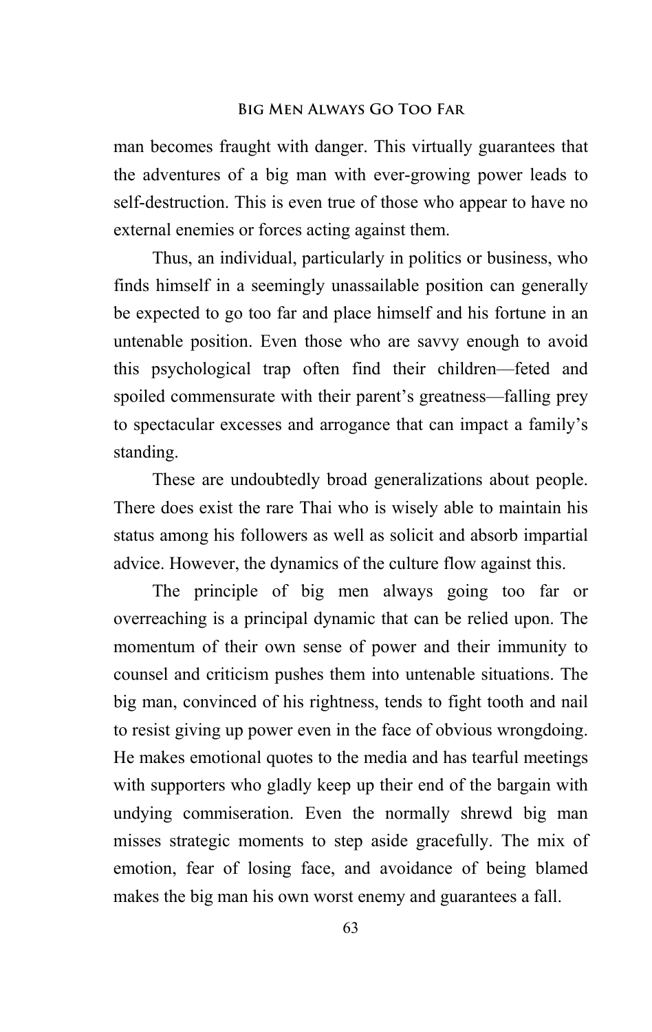man becomes fraught with danger. This virtually guarantees that the adventures of a big man with ever-growing power leads to self-destruction. This is even true of those who appear to have no external enemies or forces acting against them.

Thus, an individual, particularly in politics or business, who finds himself in a seemingly unassailable position can generally be expected to go too far and place himself and his fortune in an untenable position. Even those who are savvy enough to avoid this psychological trap often find their children—feted and spoiled commensurate with their parent's greatness—falling prey to spectacular excesses and arrogance that can impact a family's standing.

These are undoubtedly broad generalizations about people. There does exist the rare Thai who is wisely able to maintain his status among his followers as well as solicit and absorb impartial advice. However, the dynamics of the culture flow against this.

The principle of big men always going too far or overreaching is a principal dynamic that can be relied upon. The momentum of their own sense of power and their immunity to counsel and criticism pushes them into untenable situations. The big man, convinced of his rightness, tends to fight tooth and nail to resist giving up power even in the face of obvious wrongdoing. He makes emotional quotes to the media and has tearful meetings with supporters who gladly keep up their end of the bargain with undying commiseration. Even the normally shrewd big man misses strategic moments to step aside gracefully. The mix of emotion, fear of losing face, and avoidance of being blamed makes the big man his own worst enemy and guarantees a fall.